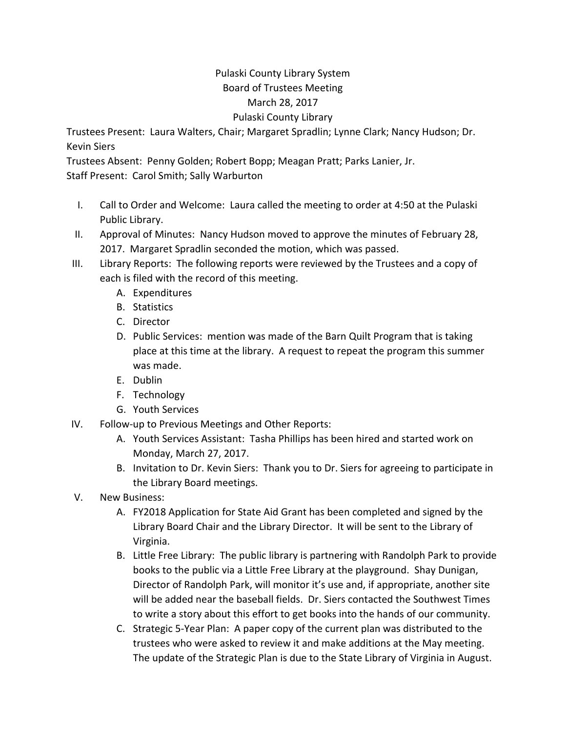Pulaski County Library System
Board of Trustees Meeting
March 28, 2017
Pulaski County Library

Trustees Present: Laura Walters, Chair; Margaret Spradlin; Lynne Clark; Nancy Hudson; Dr. Kevin Siers
Trustees Absent: Penny Golden; Robert Bopp; Meagan Pratt; Parks Lanier, Jr.
Staff Present: Carol Smith; Sally Warburton

I. Call to Order and Welcome: Laura called the meeting to order at 4:50 at the Pulaski Public Library.
II. Approval of Minutes: Nancy Hudson moved to approve the minutes of February 28, 2017. Margaret Spradlin seconded the motion, which was passed.
III. Library Reports: The following reports were reviewed by the Trustees and a copy of each is filed with the record of this meeting.
   A. Expenditures
   B. Statistics
   C. Director
   D. Public Services: mention was made of the Barn Quilt Program that is taking place at this time at the library. A request to repeat the program this summer was made.
   E. Dublin
   F. Technology
   G. Youth Services
IV. Follow-up to Previous Meetings and Other Reports:
   A. Youth Services Assistant: Tasha Phillips has been hired and started work on Monday, March 27, 2017.
   B. Invitation to Dr. Kevin Siers: Thank you to Dr. Siers for agreeing to participate in the Library Board meetings.
V. New Business:
   A. FY2018 Application for State Aid Grant has been completed and signed by the Library Board Chair and the Library Director. It will be sent to the Library of Virginia.
   B. Little Free Library: The public library is partnering with Randolph Park to provide books to the public via a Little Free Library at the playground. Shay Dunigan, Director of Randolph Park, will monitor it's use and, if appropriate, another site will be added near the baseball fields. Dr. Siers contacted the Southwest Times to write a story about this effort to get books into the hands of our community.
   C. Strategic 5-Year Plan: A paper copy of the current plan was distributed to the trustees who were asked to review it and make additions at the May meeting. The update of the Strategic Plan is due to the State Library of Virginia in August.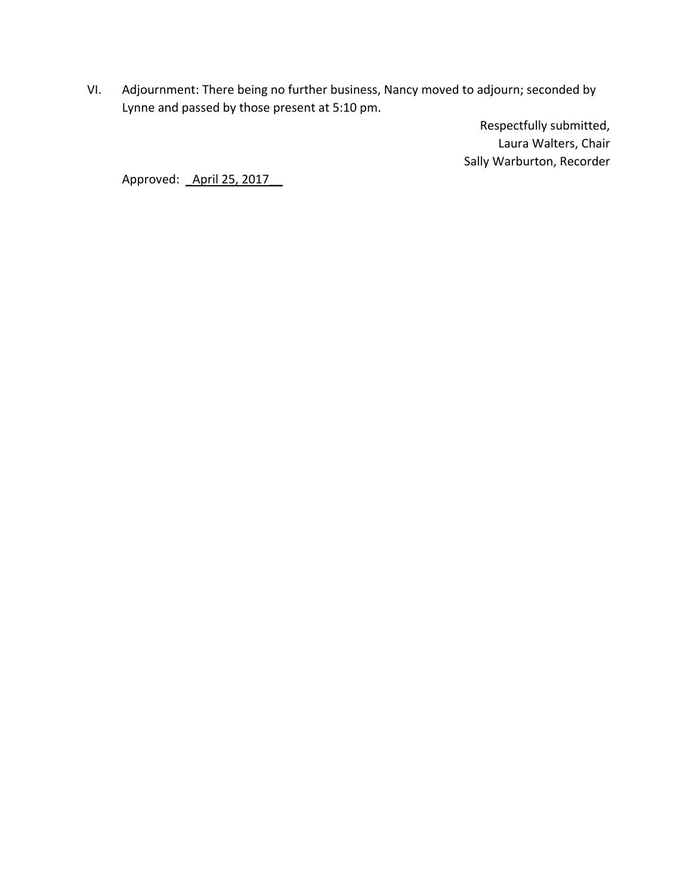VI. Adjournment: There being no further business, Nancy moved to adjourn; seconded by Lynne and passed by those present at 5:10 pm.

Respectfully submitted,
Laura Walters, Chair
Sally Warburton, Recorder

Approved: _April 25, 2017__